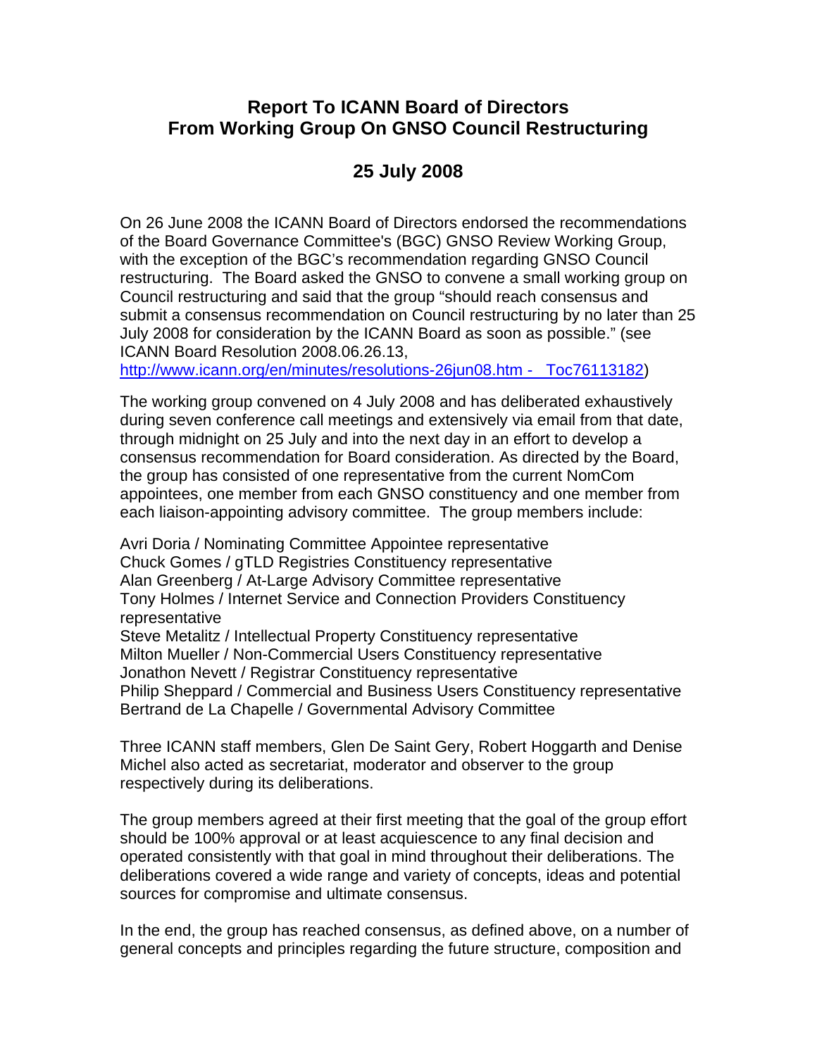# Report To ICANN Board of Directors From Working Group On GNSO Council Restructuring

## 25 July 2008

On 26 June 2008 the ICANN Board of Directors endorsed the recommendations of the Board Governance Committee's (BGC) GNSO Review Working Group, with the exception of the BGC's recommendation regarding GNSO Council restructuring. The Board asked the GNSO to convene a small working group on Council restructuring and said that the group "should reach consensus and submit a consensus recommendation on Council restructuring by no later than 25 July 2008 for consideration by the ICANN Board as soon as possible." (see ICANN Board Resolution 2008.06.26.13, http://www.icann.org/en/minutes/resolutions-26jun08.htm - _Toc76113182)

The working group convened on 4 July 2008 and has deliberated exhaustively during seven conference call meetings and extensively via email from that date, through midnight on 25 July and into the next day in an effort to develop a consensus recommendation for Board consideration. As directed by the Board, the group has consisted of one representative from the current NomCom appointees, one member from each GNSO constituency and one member from each liaison-appointing advisory committee. The group members include:

Avri Doria / Nominating Committee Appointee representative
Chuck Gomes / gTLD Registries Constituency representative
Alan Greenberg / At-Large Advisory Committee representative
Tony Holmes / Internet Service and Connection Providers Constituency representative
Steve Metalitz / Intellectual Property Constituency representative
Milton Mueller / Non-Commercial Users Constituency representative
Jonathon Nevett / Registrar Constituency representative
Philip Sheppard / Commercial and Business Users Constituency representative
Bertrand de La Chapelle / Governmental Advisory Committee

Three ICANN staff members, Glen De Saint Gery, Robert Hoggarth and Denise Michel also acted as secretariat, moderator and observer to the group respectively during its deliberations.

The group members agreed at their first meeting that the goal of the group effort should be 100% approval or at least acquiescence to any final decision and operated consistently with that goal in mind throughout their deliberations. The deliberations covered a wide range and variety of concepts, ideas and potential sources for compromise and ultimate consensus.

In the end, the group has reached consensus, as defined above, on a number of general concepts and principles regarding the future structure, composition and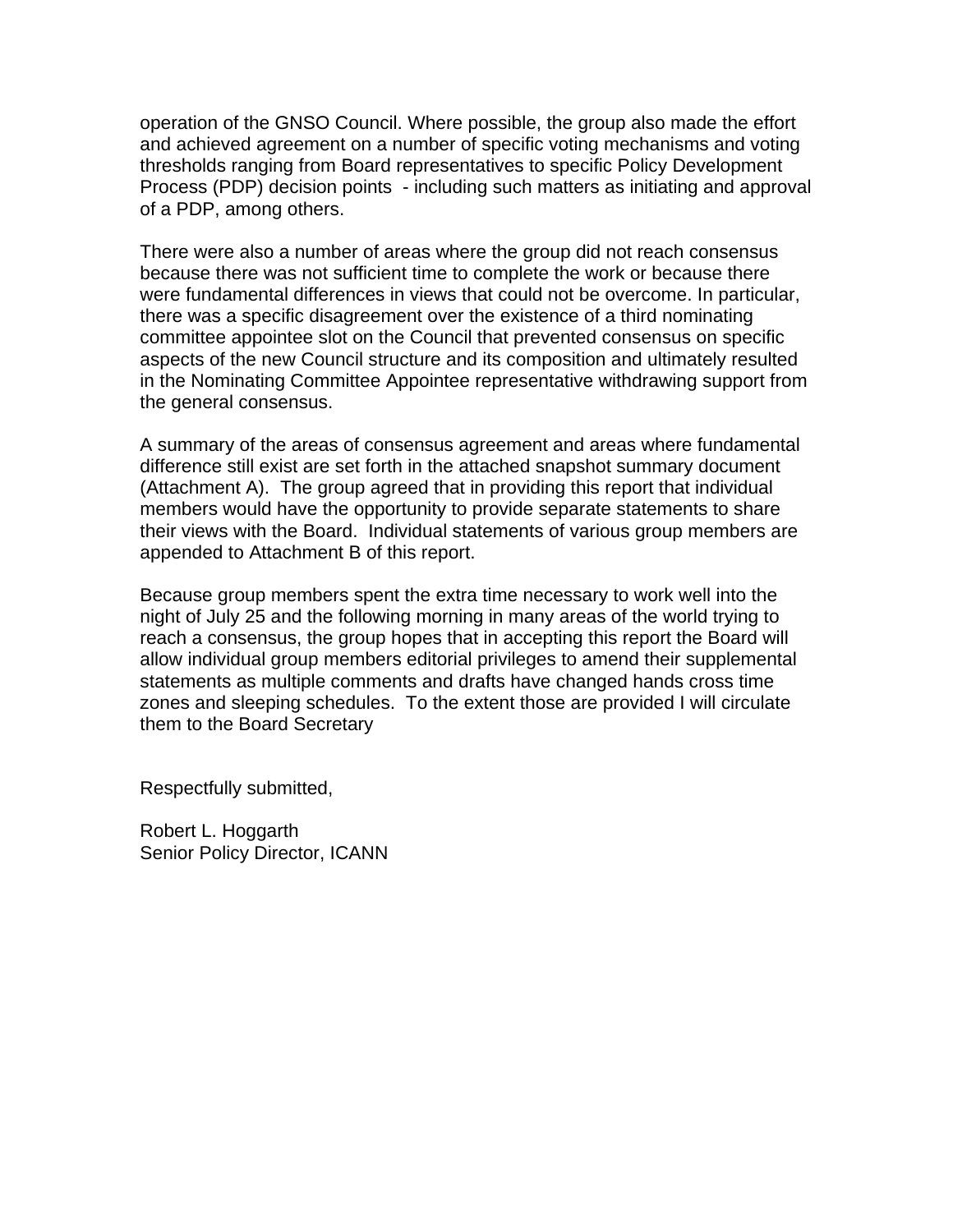operation of the GNSO Council. Where possible, the group also made the effort and achieved agreement on a number of specific voting mechanisms and voting thresholds ranging from Board representatives to specific Policy Development Process (PDP) decision points - including such matters as initiating and approval of a PDP, among others.

There were also a number of areas where the group did not reach consensus because there was not sufficient time to complete the work or because there were fundamental differences in views that could not be overcome. In particular, there was a specific disagreement over the existence of a third nominating committee appointee slot on the Council that prevented consensus on specific aspects of the new Council structure and its composition and ultimately resulted in the Nominating Committee Appointee representative withdrawing support from the general consensus.

A summary of the areas of consensus agreement and areas where fundamental difference still exist are set forth in the attached snapshot summary document (Attachment A). The group agreed that in providing this report that individual members would have the opportunity to provide separate statements to share their views with the Board. Individual statements of various group members are appended to Attachment B of this report.

Because group members spent the extra time necessary to work well into the night of July 25 and the following morning in many areas of the world trying to reach a consensus, the group hopes that in accepting this report the Board will allow individual group members editorial privileges to amend their supplemental statements as multiple comments and drafts have changed hands cross time zones and sleeping schedules. To the extent those are provided I will circulate them to the Board Secretary

Respectfully submitted,

Robert L. Hoggarth
Senior Policy Director, ICANN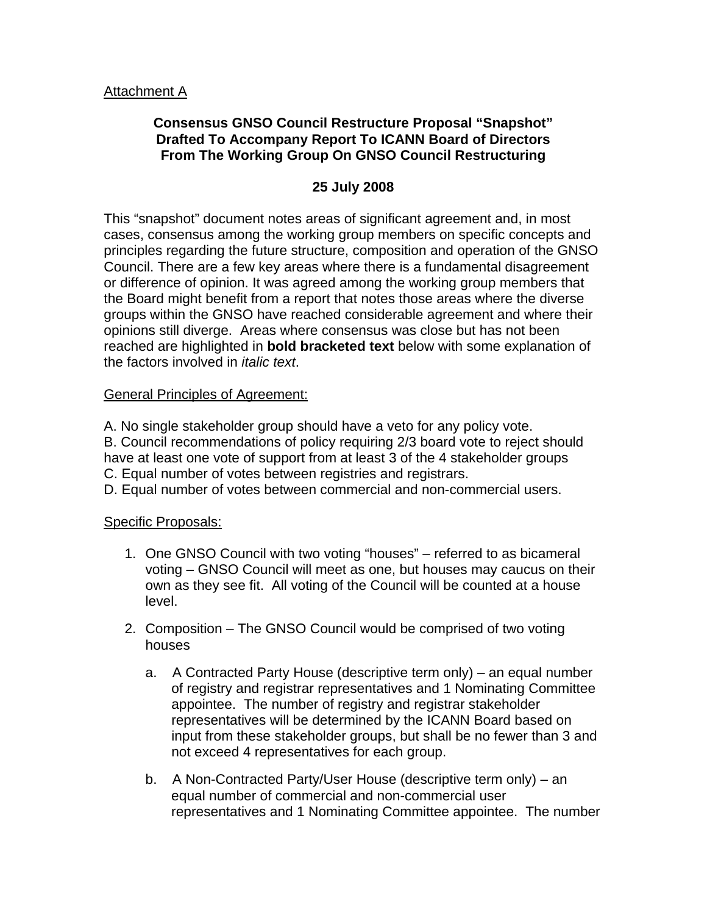Attachment A

**Consensus GNSO Council Restructure Proposal "Snapshot" Drafted To Accompany Report To ICANN Board of Directors From The Working Group On GNSO Council Restructuring**

**25 July 2008**

This "snapshot" document notes areas of significant agreement and, in most cases, consensus among the working group members on specific concepts and principles regarding the future structure, composition and operation of the GNSO Council. There are a few key areas where there is a fundamental disagreement or difference of opinion. It was agreed among the working group members that the Board might benefit from a report that notes those areas where the diverse groups within the GNSO have reached considerable agreement and where their opinions still diverge. Areas where consensus was close but has not been reached are highlighted in **bold bracketed text** below with some explanation of the factors involved in *italic text*.

General Principles of Agreement:

A. No single stakeholder group should have a veto for any policy vote.
B. Council recommendations of policy requiring 2/3 board vote to reject should have at least one vote of support from at least 3 of the 4 stakeholder groups
C. Equal number of votes between registries and registrars.
D. Equal number of votes between commercial and non-commercial users.

Specific Proposals:

1. One GNSO Council with two voting "houses" – referred to as bicameral voting – GNSO Council will meet as one, but houses may caucus on their own as they see fit. All voting of the Council will be counted at a house level.

2. Composition – The GNSO Council would be comprised of two voting houses

   a. A Contracted Party House (descriptive term only) – an equal number of registry and registrar representatives and 1 Nominating Committee appointee. The number of registry and registrar stakeholder representatives will be determined by the ICANN Board based on input from these stakeholder groups, but shall be no fewer than 3 and not exceed 4 representatives for each group.

   b. A Non-Contracted Party/User House (descriptive term only) – an equal number of commercial and non-commercial user representatives and 1 Nominating Committee appointee. The number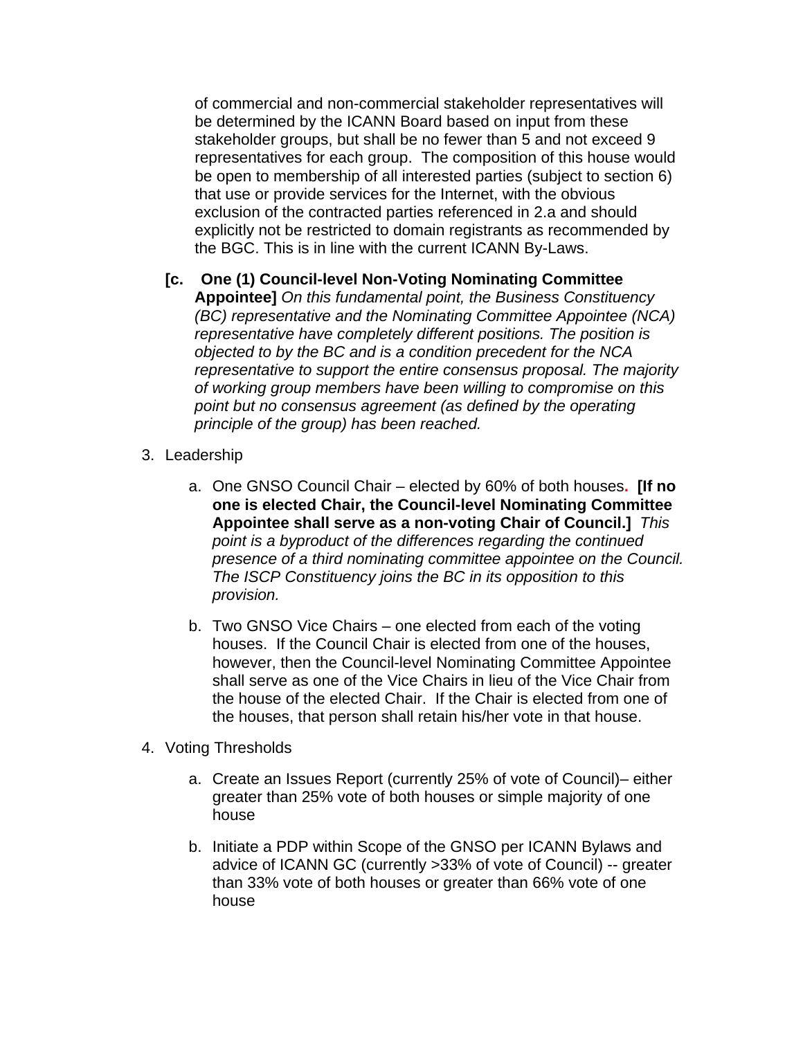of commercial and non-commercial stakeholder representatives will be determined by the ICANN Board based on input from these stakeholder groups, but shall be no fewer than 5 and not exceed 9 representatives for each group. The composition of this house would be open to membership of all interested parties (subject to section 6) that use or provide services for the Internet, with the obvious exclusion of the contracted parties referenced in 2.a and should explicitly not be restricted to domain registrants as recommended by the BGC. This is in line with the current ICANN By-Laws.

**[c. One (1) Council-level Non-Voting Nominating Committee Appointee]** *On this fundamental point, the Business Constituency (BC) representative and the Nominating Committee Appointee (NCA) representative have completely different positions. The position is objected to by the BC and is a condition precedent for the NCA representative to support the entire consensus proposal. The majority of working group members have been willing to compromise on this point but no consensus agreement (as defined by the operating principle of the group) has been reached.*

3. Leadership

   a. One GNSO Council Chair – elected by 60% of both houses. **[If no one is elected Chair, the Council-level Nominating Committee Appointee shall serve as a non-voting Chair of Council.]** *This point is a byproduct of the differences regarding the continued presence of a third nominating committee appointee on the Council. The ISCP Constituency joins the BC in its opposition to this provision.*

   b. Two GNSO Vice Chairs – one elected from each of the voting houses. If the Council Chair is elected from one of the houses, however, then the Council-level Nominating Committee Appointee shall serve as one of the Vice Chairs in lieu of the Vice Chair from the house of the elected Chair. If the Chair is elected from one of the houses, that person shall retain his/her vote in that house.

4. Voting Thresholds

   a. Create an Issues Report (currently 25% of vote of Council)– either greater than 25% vote of both houses or simple majority of one house

   b. Initiate a PDP within Scope of the GNSO per ICANN Bylaws and advice of ICANN GC (currently >33% of vote of Council) -- greater than 33% vote of both houses or greater than 66% vote of one house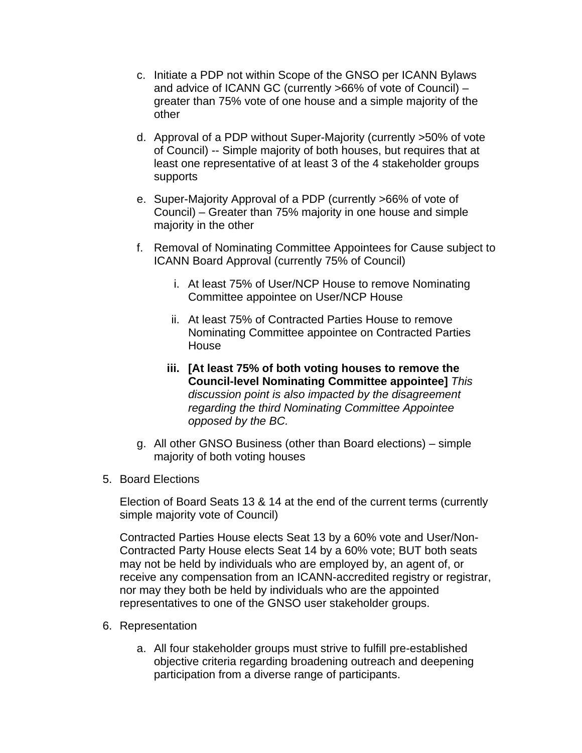c. Initiate a PDP not within Scope of the GNSO per ICANN Bylaws and advice of ICANN GC (currently >66% of vote of Council) – greater than 75% vote of one house and a simple majority of the other

d. Approval of a PDP without Super-Majority (currently >50% of vote of Council) -- Simple majority of both houses, but requires that at least one representative of at least 3 of the 4 stakeholder groups supports

e. Super-Majority Approval of a PDP (currently >66% of vote of Council) – Greater than 75% majority in one house and simple majority in the other

f. Removal of Nominating Committee Appointees for Cause subject to ICANN Board Approval (currently 75% of Council)

   i. At least 75% of User/NCP House to remove Nominating Committee appointee on User/NCP House

   ii. At least 75% of Contracted Parties House to remove Nominating Committee appointee on Contracted Parties House

   iii. **[At least 75% of both voting houses to remove the Council-level Nominating Committee appointee]** *This discussion point is also impacted by the disagreement regarding the third Nominating Committee Appointee opposed by the BC.*

g. All other GNSO Business (other than Board elections) – simple majority of both voting houses

5. Board Elections

   Election of Board Seats 13 & 14 at the end of the current terms (currently simple majority vote of Council)

   Contracted Parties House elects Seat 13 by a 60% vote and User/Non-Contracted Party House elects Seat 14 by a 60% vote; BUT both seats may not be held by individuals who are employed by, an agent of, or receive any compensation from an ICANN-accredited registry or registrar, nor may they both be held by individuals who are the appointed representatives to one of the GNSO user stakeholder groups.

6. Representation

   a. All four stakeholder groups must strive to fulfill pre-established objective criteria regarding broadening outreach and deepening participation from a diverse range of participants.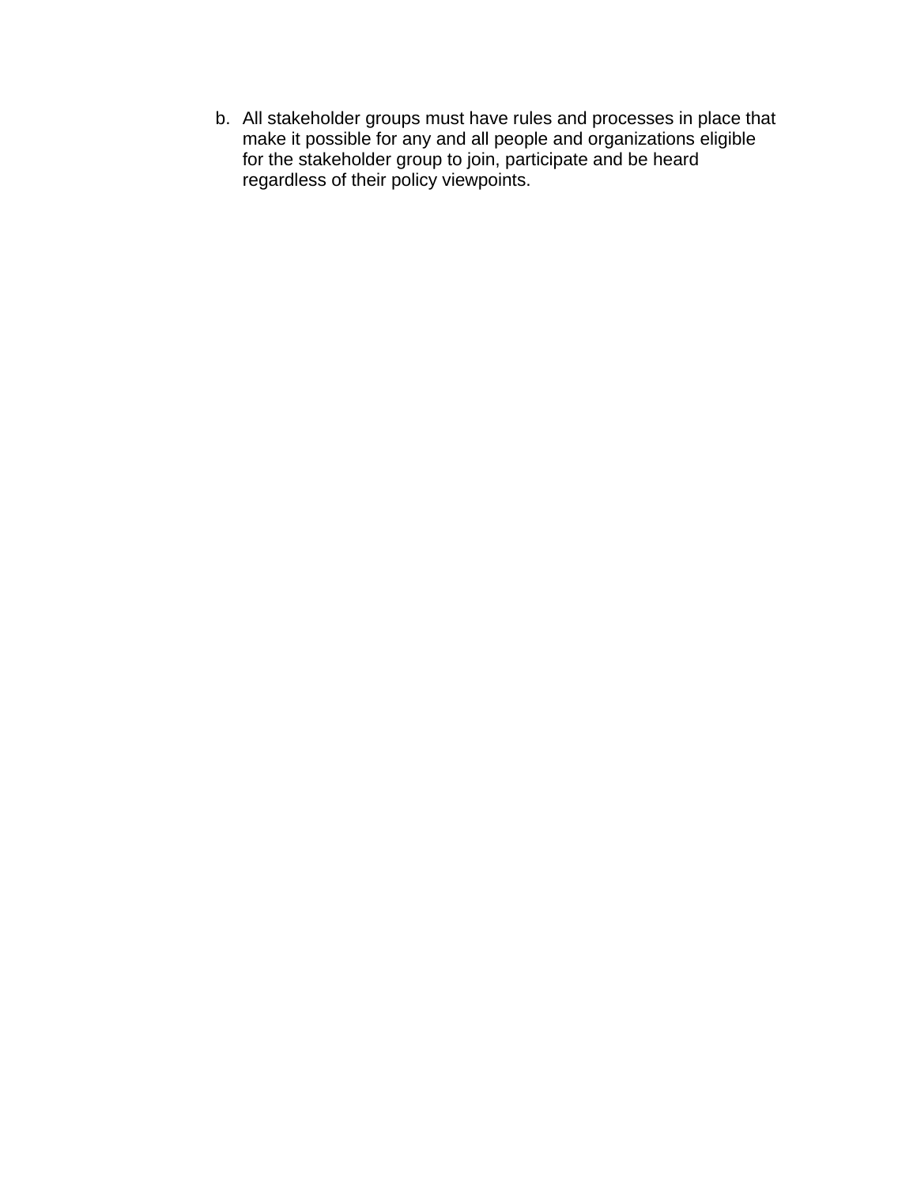b. All stakeholder groups must have rules and processes in place that make it possible for any and all people and organizations eligible for the stakeholder group to join, participate and be heard regardless of their policy viewpoints.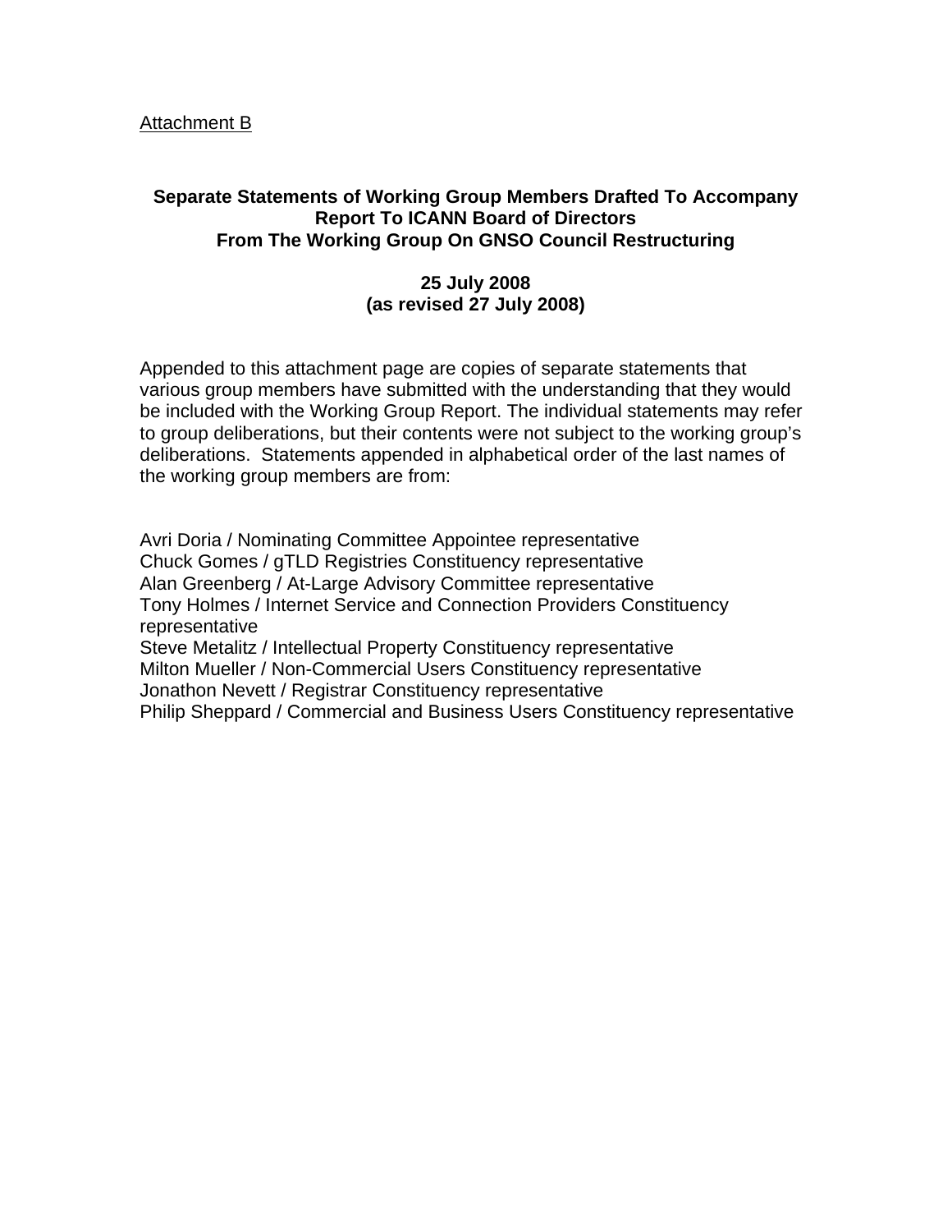Attachment B

## Separate Statements of Working Group Members Drafted To Accompany Report To ICANN Board of Directors From The Working Group On GNSO Council Restructuring

**25 July 2008**
**(as revised 27 July 2008)**

Appended to this attachment page are copies of separate statements that various group members have submitted with the understanding that they would be included with the Working Group Report. The individual statements may refer to group deliberations, but their contents were not subject to the working group's deliberations. Statements appended in alphabetical order of the last names of the working group members are from:

Avri Doria / Nominating Committee Appointee representative
Chuck Gomes / gTLD Registries Constituency representative
Alan Greenberg / At-Large Advisory Committee representative
Tony Holmes / Internet Service and Connection Providers Constituency representative
Steve Metalitz / Intellectual Property Constituency representative
Milton Mueller / Non-Commercial Users Constituency representative
Jonathon Nevett / Registrar Constituency representative
Philip Sheppard / Commercial and Business Users Constituency representative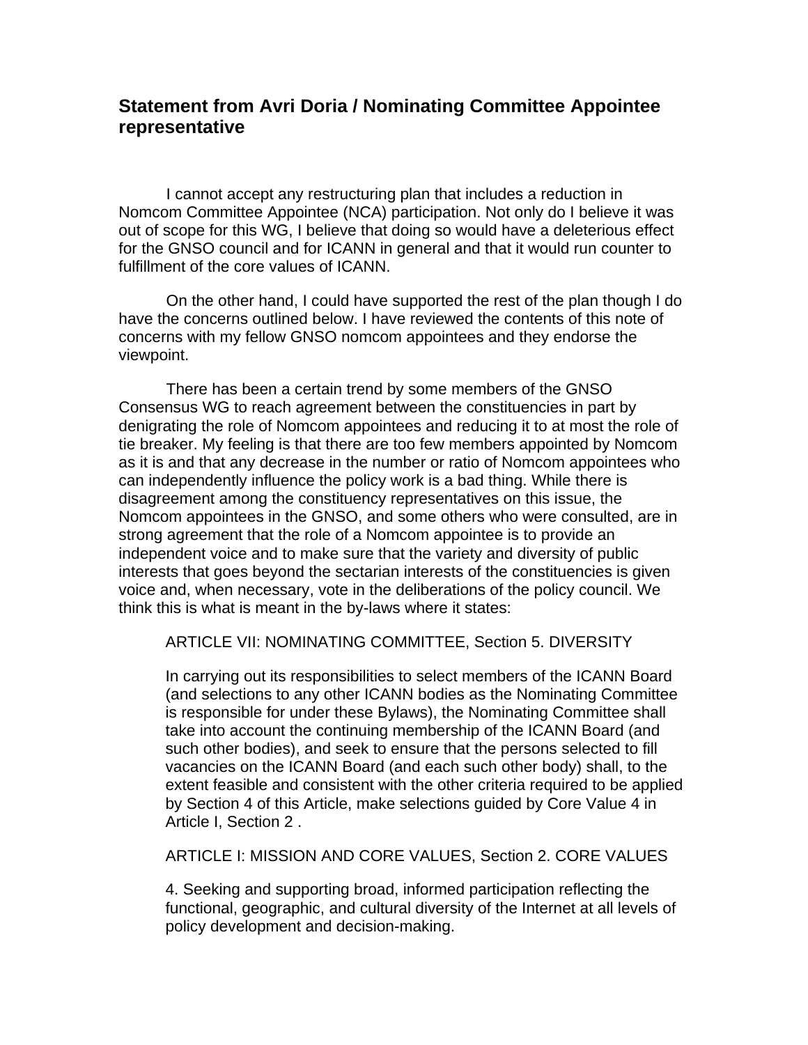## Statement from Avri Doria / Nominating Committee Appointee representative

I cannot accept any restructuring plan that includes a reduction in Nomcom Committee Appointee (NCA) participation. Not only do I believe it was out of scope for this WG, I believe that doing so would have a deleterious effect for the GNSO council and for ICANN in general and that it would run counter to fulfillment of the core values of ICANN.

On the other hand, I could have supported the rest of the plan though I do have the concerns outlined below. I have reviewed the contents of this note of concerns with my fellow GNSO nomcom appointees and they endorse the viewpoint.

There has been a certain trend by some members of the GNSO Consensus WG to reach agreement between the constituencies in part by denigrating the role of Nomcom appointees and reducing it to at most the role of tie breaker. My feeling is that there are too few members appointed by Nomcom as it is and that any decrease in the number or ratio of Nomcom appointees who can independently influence the policy work is a bad thing. While there is disagreement among the constituency representatives on this issue, the Nomcom appointees in the GNSO, and some others who were consulted, are in strong agreement that the role of a Nomcom appointee is to provide an independent voice and to make sure that the variety and diversity of public interests that goes beyond the sectarian interests of the constituencies is given voice and, when necessary, vote in the deliberations of the policy council. We think this is what is meant in the by-laws where it states:

> ARTICLE VII: NOMINATING COMMITTEE, Section 5. DIVERSITY
>
> In carrying out its responsibilities to select members of the ICANN Board (and selections to any other ICANN bodies as the Nominating Committee is responsible for under these Bylaws), the Nominating Committee shall take into account the continuing membership of the ICANN Board (and such other bodies), and seek to ensure that the persons selected to fill vacancies on the ICANN Board (and each such other body) shall, to the extent feasible and consistent with the other criteria required to be applied by Section 4 of this Article, make selections guided by Core Value 4 in Article I, Section 2 .
>
> ARTICLE I: MISSION AND CORE VALUES, Section 2. CORE VALUES
>
> 4. Seeking and supporting broad, informed participation reflecting the functional, geographic, and cultural diversity of the Internet at all levels of policy development and decision-making.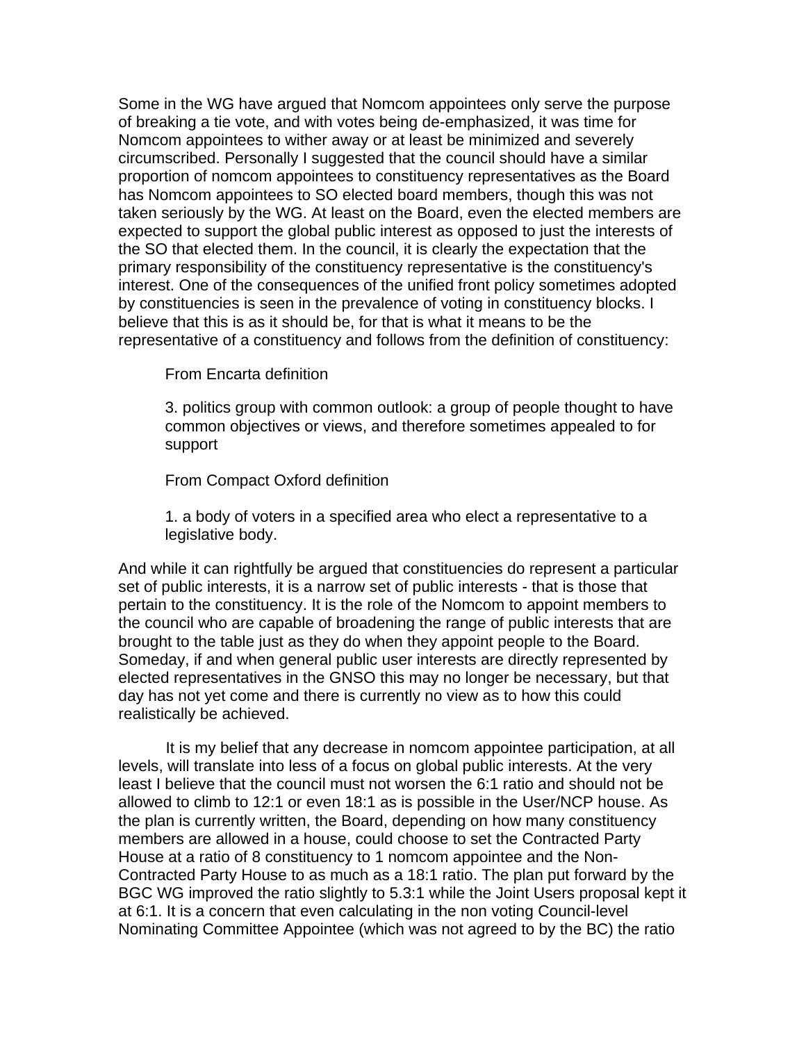Some in the WG have argued that Nomcom appointees only serve the purpose of breaking a tie vote, and with votes being de-emphasized, it was time for Nomcom appointees to wither away or at least be minimized and severely circumscribed. Personally I suggested that the council should have a similar proportion of nomcom appointees to constituency representatives as the Board has Nomcom appointees to SO elected board members, though this was not taken seriously by the WG. At least on the Board, even the elected members are expected to support the global public interest as opposed to just the interests of the SO that elected them. In the council, it is clearly the expectation that the primary responsibility of the constituency representative is the constituency's interest. One of the consequences of the unified front policy sometimes adopted by constituencies is seen in the prevalence of voting in constituency blocks. I believe that this is as it should be, for that is what it means to be the representative of a constituency and follows from the definition of constituency:

> From Encarta definition
>
> 3. politics group with common outlook: a group of people thought to have common objectives or views, and therefore sometimes appealed to for support
>
> From Compact Oxford definition
>
> 1. a body of voters in a specified area who elect a representative to a legislative body.

And while it can rightfully be argued that constituencies do represent a particular set of public interests, it is a narrow set of public interests - that is those that pertain to the constituency. It is the role of the Nomcom to appoint members to the council who are capable of broadening the range of public interests that are brought to the table just as they do when they appoint people to the Board. Someday, if and when general public user interests are directly represented by elected representatives in the GNSO this may no longer be necessary, but that day has not yet come and there is currently no view as to how this could realistically be achieved.

It is my belief that any decrease in nomcom appointee participation, at all levels, will translate into less of a focus on global public interests. At the very least I believe that the council must not worsen the 6:1 ratio and should not be allowed to climb to 12:1 or even 18:1 as is possible in the User/NCP house. As the plan is currently written, the Board, depending on how many constituency members are allowed in a house, could choose to set the Contracted Party House at a ratio of 8 constituency to 1 nomcom appointee and the Non-Contracted Party House to as much as a 18:1 ratio. The plan put forward by the BGC WG improved the ratio slightly to 5.3:1 while the Joint Users proposal kept it at 6:1. It is a concern that even calculating in the non voting Council-level Nominating Committee Appointee (which was not agreed to by the BC) the ratio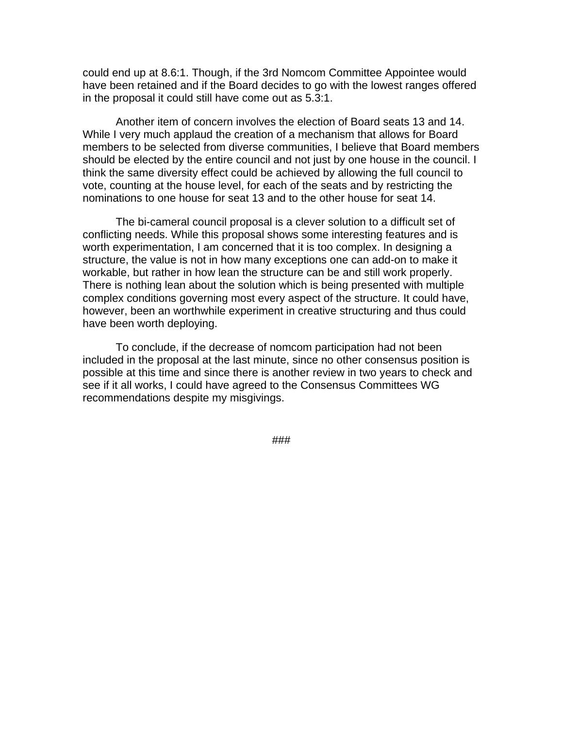could end up at 8.6:1. Though, if the 3rd Nomcom Committee Appointee would have been retained and if the Board decides to go with the lowest ranges offered in the proposal it could still have come out as 5.3:1.

Another item of concern involves the election of Board seats 13 and 14. While I very much applaud the creation of a mechanism that allows for Board members to be selected from diverse communities, I believe that Board members should be elected by the entire council and not just by one house in the council. I think the same diversity effect could be achieved by allowing the full council to vote, counting at the house level, for each of the seats and by restricting the nominations to one house for seat 13 and to the other house for seat 14.

The bi-cameral council proposal is a clever solution to a difficult set of conflicting needs. While this proposal shows some interesting features and is worth experimentation, I am concerned that it is too complex. In designing a structure, the value is not in how many exceptions one can add-on to make it workable, but rather in how lean the structure can be and still work properly. There is nothing lean about the solution which is being presented with multiple complex conditions governing most every aspect of the structure. It could have, however, been an worthwhile experiment in creative structuring and thus could have been worth deploying.

To conclude, if the decrease of nomcom participation had not been included in the proposal at the last minute, since no other consensus position is possible at this time and since there is another review in two years to check and see if it all works, I could have agreed to the Consensus Committees WG recommendations despite my misgivings.

###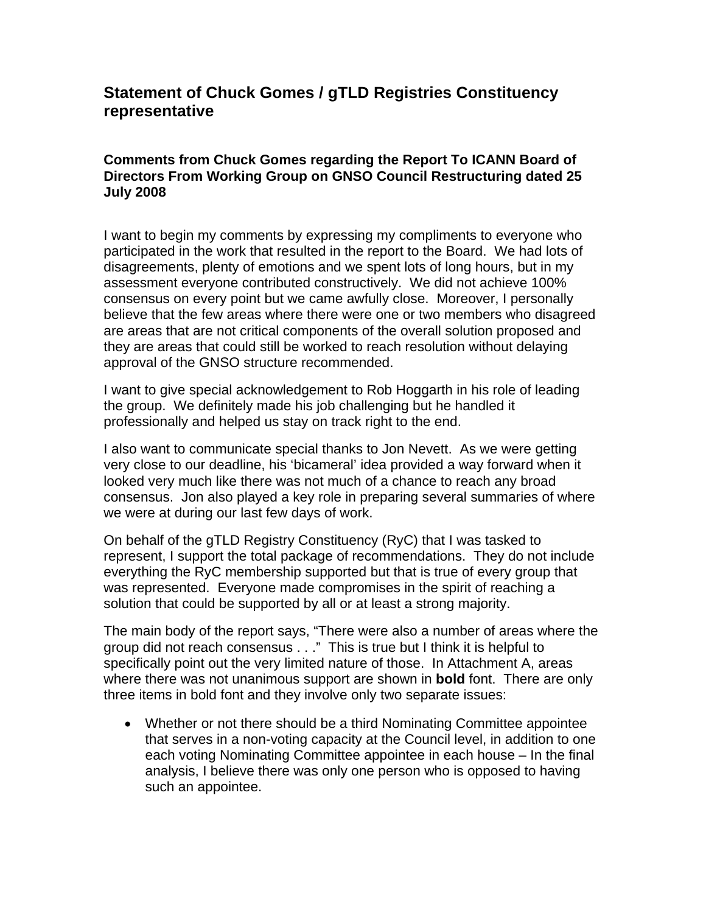## Statement of Chuck Gomes / gTLD Registries Constituency representative

### Comments from Chuck Gomes regarding the Report To ICANN Board of Directors From Working Group on GNSO Council Restructuring dated 25 July 2008

I want to begin my comments by expressing my compliments to everyone who participated in the work that resulted in the report to the Board. We had lots of disagreements, plenty of emotions and we spent lots of long hours, but in my assessment everyone contributed constructively. We did not achieve 100% consensus on every point but we came awfully close. Moreover, I personally believe that the few areas where there were one or two members who disagreed are areas that are not critical components of the overall solution proposed and they are areas that could still be worked to reach resolution without delaying approval of the GNSO structure recommended.

I want to give special acknowledgement to Rob Hoggarth in his role of leading the group. We definitely made his job challenging but he handled it professionally and helped us stay on track right to the end.

I also want to communicate special thanks to Jon Nevett. As we were getting very close to our deadline, his 'bicameral' idea provided a way forward when it looked very much like there was not much of a chance to reach any broad consensus. Jon also played a key role in preparing several summaries of where we were at during our last few days of work.

On behalf of the gTLD Registry Constituency (RyC) that I was tasked to represent, I support the total package of recommendations. They do not include everything the RyC membership supported but that is true of every group that was represented. Everyone made compromises in the spirit of reaching a solution that could be supported by all or at least a strong majority.

The main body of the report says, "There were also a number of areas where the group did not reach consensus . . ." This is true but I think it is helpful to specifically point out the very limited nature of those. In Attachment A, areas where there was not unanimous support are shown in **bold** font. There are only three items in bold font and they involve only two separate issues:

- Whether or not there should be a third Nominating Committee appointee that serves in a non-voting capacity at the Council level, in addition to one each voting Nominating Committee appointee in each house – In the final analysis, I believe there was only one person who is opposed to having such an appointee.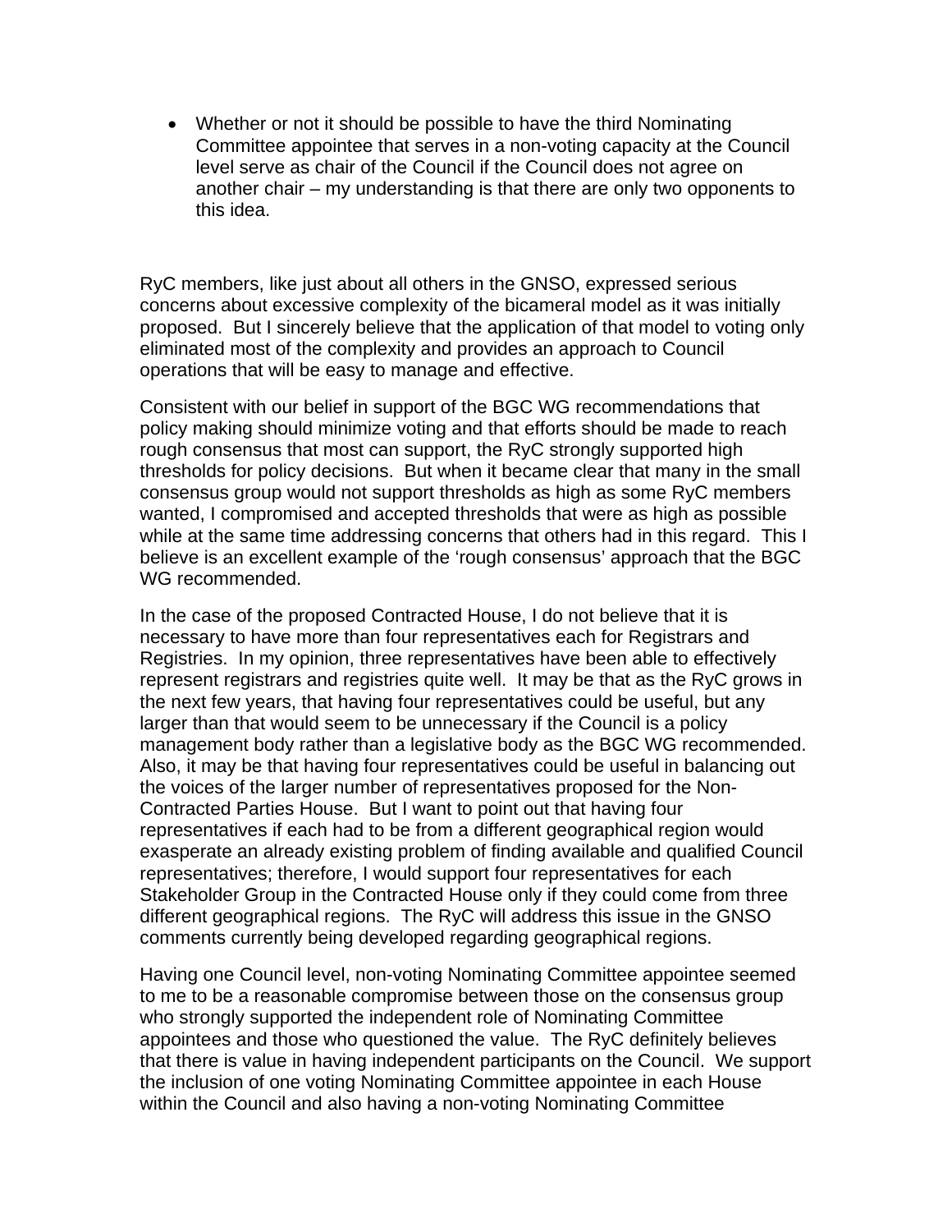- Whether or not it should be possible to have the third Nominating Committee appointee that serves in a non-voting capacity at the Council level serve as chair of the Council if the Council does not agree on another chair – my understanding is that there are only two opponents to this idea.

RyC members, like just about all others in the GNSO, expressed serious concerns about excessive complexity of the bicameral model as it was initially proposed. But I sincerely believe that the application of that model to voting only eliminated most of the complexity and provides an approach to Council operations that will be easy to manage and effective.

Consistent with our belief in support of the BGC WG recommendations that policy making should minimize voting and that efforts should be made to reach rough consensus that most can support, the RyC strongly supported high thresholds for policy decisions. But when it became clear that many in the small consensus group would not support thresholds as high as some RyC members wanted, I compromised and accepted thresholds that were as high as possible while at the same time addressing concerns that others had in this regard. This I believe is an excellent example of the 'rough consensus' approach that the BGC WG recommended.

In the case of the proposed Contracted House, I do not believe that it is necessary to have more than four representatives each for Registrars and Registries. In my opinion, three representatives have been able to effectively represent registrars and registries quite well. It may be that as the RyC grows in the next few years, that having four representatives could be useful, but any larger than that would seem to be unnecessary if the Council is a policy management body rather than a legislative body as the BGC WG recommended. Also, it may be that having four representatives could be useful in balancing out the voices of the larger number of representatives proposed for the Non-Contracted Parties House. But I want to point out that having four representatives if each had to be from a different geographical region would exasperate an already existing problem of finding available and qualified Council representatives; therefore, I would support four representatives for each Stakeholder Group in the Contracted House only if they could come from three different geographical regions. The RyC will address this issue in the GNSO comments currently being developed regarding geographical regions.

Having one Council level, non-voting Nominating Committee appointee seemed to me to be a reasonable compromise between those on the consensus group who strongly supported the independent role of Nominating Committee appointees and those who questioned the value. The RyC definitely believes that there is value in having independent participants on the Council. We support the inclusion of one voting Nominating Committee appointee in each House within the Council and also having a non-voting Nominating Committee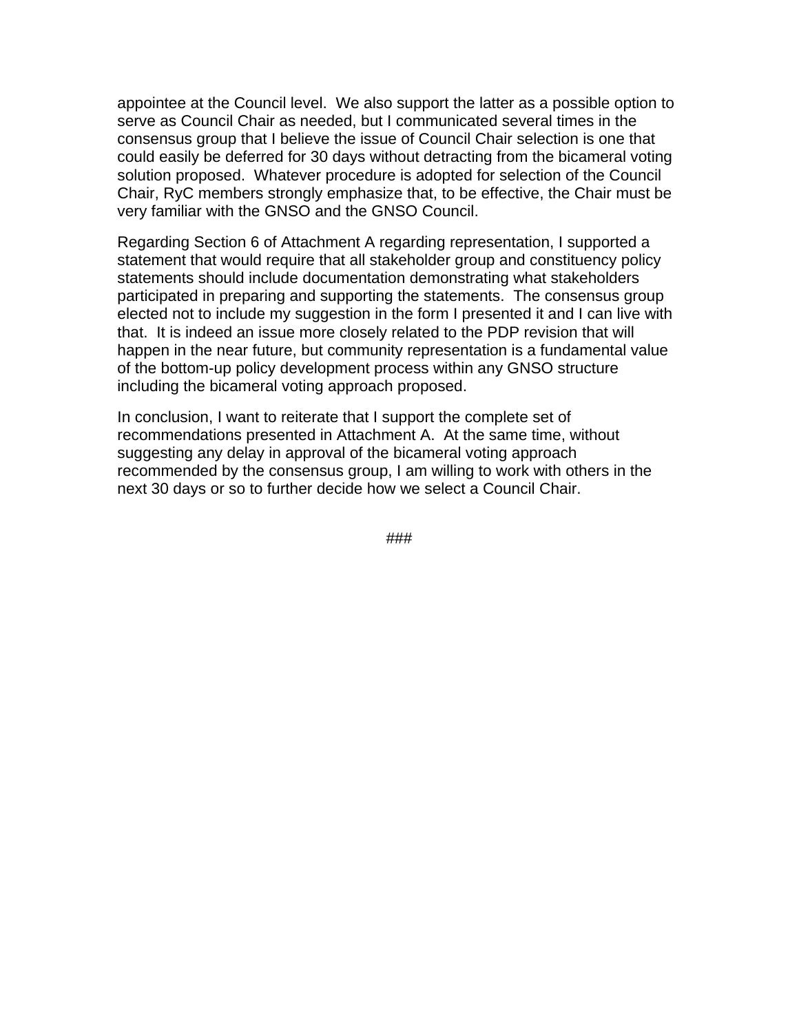appointee at the Council level. We also support the latter as a possible option to serve as Council Chair as needed, but I communicated several times in the consensus group that I believe the issue of Council Chair selection is one that could easily be deferred for 30 days without detracting from the bicameral voting solution proposed. Whatever procedure is adopted for selection of the Council Chair, RyC members strongly emphasize that, to be effective, the Chair must be very familiar with the GNSO and the GNSO Council.

Regarding Section 6 of Attachment A regarding representation, I supported a statement that would require that all stakeholder group and constituency policy statements should include documentation demonstrating what stakeholders participated in preparing and supporting the statements. The consensus group elected not to include my suggestion in the form I presented it and I can live with that. It is indeed an issue more closely related to the PDP revision that will happen in the near future, but community representation is a fundamental value of the bottom-up policy development process within any GNSO structure including the bicameral voting approach proposed.

In conclusion, I want to reiterate that I support the complete set of recommendations presented in Attachment A. At the same time, without suggesting any delay in approval of the bicameral voting approach recommended by the consensus group, I am willing to work with others in the next 30 days or so to further decide how we select a Council Chair.

###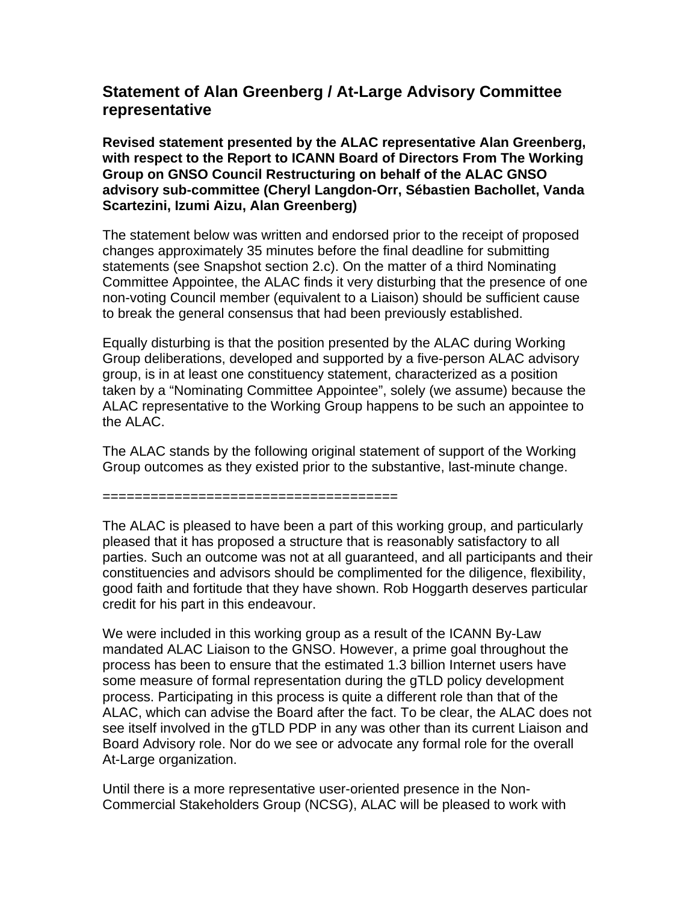## Statement of Alan Greenberg / At-Large Advisory Committee representative

**Revised statement presented by the ALAC representative Alan Greenberg, with respect to the Report to ICANN Board of Directors From The Working Group on GNSO Council Restructuring on behalf of the ALAC GNSO advisory sub-committee (Cheryl Langdon-Orr, Sébastien Bachollet, Vanda Scartezini, Izumi Aizu, Alan Greenberg)**

The statement below was written and endorsed prior to the receipt of proposed changes approximately 35 minutes before the final deadline for submitting statements (see Snapshot section 2.c). On the matter of a third Nominating Committee Appointee, the ALAC finds it very disturbing that the presence of one non-voting Council member (equivalent to a Liaison) should be sufficient cause to break the general consensus that had been previously established.

Equally disturbing is that the position presented by the ALAC during Working Group deliberations, developed and supported by a five-person ALAC advisory group, is in at least one constituency statement, characterized as a position taken by a "Nominating Committee Appointee", solely (we assume) because the ALAC representative to the Working Group happens to be such an appointee to the ALAC.

The ALAC stands by the following original statement of support of the Working Group outcomes as they existed prior to the substantive, last-minute change.

====================================

The ALAC is pleased to have been a part of this working group, and particularly pleased that it has proposed a structure that is reasonably satisfactory to all parties. Such an outcome was not at all guaranteed, and all participants and their constituencies and advisors should be complimented for the diligence, flexibility, good faith and fortitude that they have shown. Rob Hoggarth deserves particular credit for his part in this endeavour.

We were included in this working group as a result of the ICANN By-Law mandated ALAC Liaison to the GNSO. However, a prime goal throughout the process has been to ensure that the estimated 1.3 billion Internet users have some measure of formal representation during the gTLD policy development process. Participating in this process is quite a different role than that of the ALAC, which can advise the Board after the fact. To be clear, the ALAC does not see itself involved in the gTLD PDP in any was other than its current Liaison and Board Advisory role. Nor do we see or advocate any formal role for the overall At-Large organization.

Until there is a more representative user-oriented presence in the Non-Commercial Stakeholders Group (NCSG), ALAC will be pleased to work with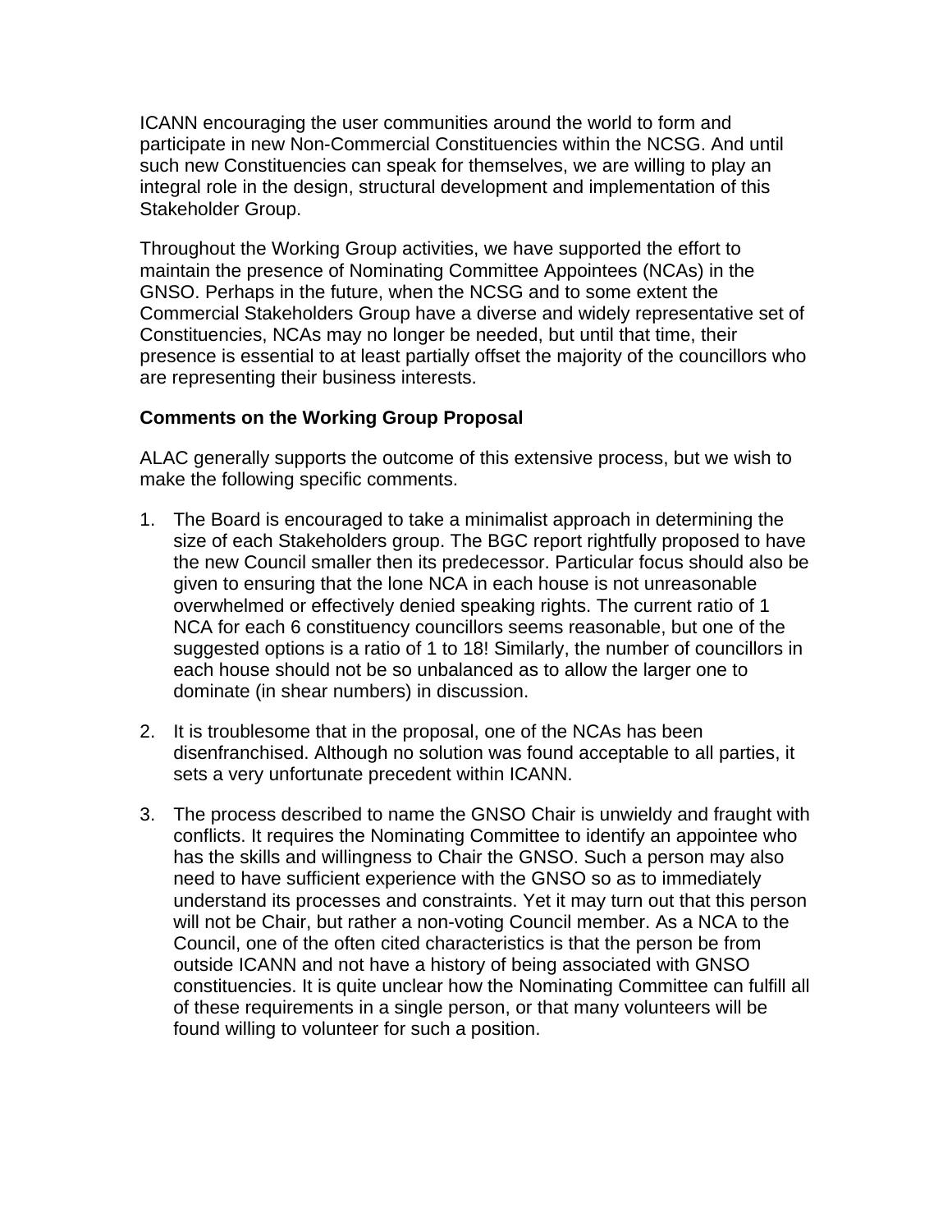ICANN encouraging the user communities around the world to form and participate in new Non-Commercial Constituencies within the NCSG. And until such new Constituencies can speak for themselves, we are willing to play an integral role in the design, structural development and implementation of this Stakeholder Group.

Throughout the Working Group activities, we have supported the effort to maintain the presence of Nominating Committee Appointees (NCAs) in the GNSO. Perhaps in the future, when the NCSG and to some extent the Commercial Stakeholders Group have a diverse and widely representative set of Constituencies, NCAs may no longer be needed, but until that time, their presence is essential to at least partially offset the majority of the councillors who are representing their business interests.

**Comments on the Working Group Proposal**

ALAC generally supports the outcome of this extensive process, but we wish to make the following specific comments.

1. The Board is encouraged to take a minimalist approach in determining the size of each Stakeholders group. The BGC report rightfully proposed to have the new Council smaller then its predecessor. Particular focus should also be given to ensuring that the lone NCA in each house is not unreasonable overwhelmed or effectively denied speaking rights. The current ratio of 1 NCA for each 6 constituency councillors seems reasonable, but one of the suggested options is a ratio of 1 to 18! Similarly, the number of councillors in each house should not be so unbalanced as to allow the larger one to dominate (in shear numbers) in discussion.

2. It is troublesome that in the proposal, one of the NCAs has been disenfranchised. Although no solution was found acceptable to all parties, it sets a very unfortunate precedent within ICANN.

3. The process described to name the GNSO Chair is unwieldy and fraught with conflicts. It requires the Nominating Committee to identify an appointee who has the skills and willingness to Chair the GNSO. Such a person may also need to have sufficient experience with the GNSO so as to immediately understand its processes and constraints. Yet it may turn out that this person will not be Chair, but rather a non-voting Council member. As a NCA to the Council, one of the often cited characteristics is that the person be from outside ICANN and not have a history of being associated with GNSO constituencies. It is quite unclear how the Nominating Committee can fulfill all of these requirements in a single person, or that many volunteers will be found willing to volunteer for such a position.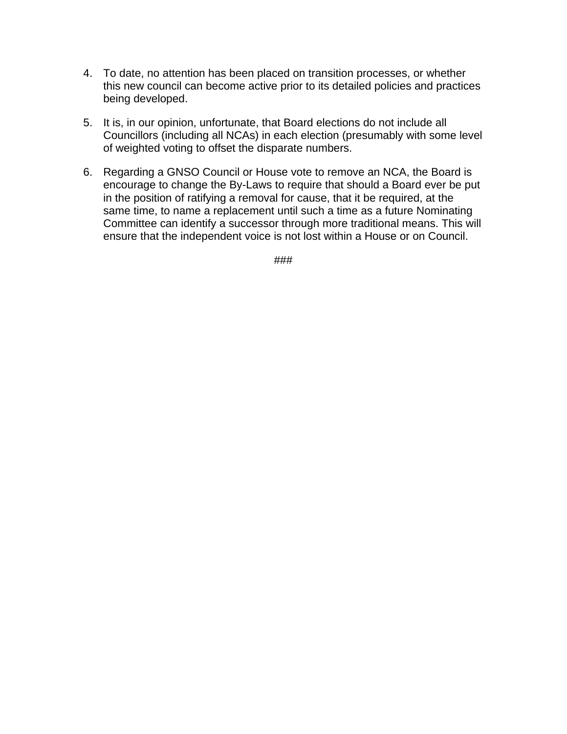4. To date, no attention has been placed on transition processes, or whether this new council can become active prior to its detailed policies and practices being developed.

5. It is, in our opinion, unfortunate, that Board elections do not include all Councillors (including all NCAs) in each election (presumably with some level of weighted voting to offset the disparate numbers.

6. Regarding a GNSO Council or House vote to remove an NCA, the Board is encourage to change the By-Laws to require that should a Board ever be put in the position of ratifying a removal for cause, that it be required, at the same time, to name a replacement until such a time as a future Nominating Committee can identify a successor through more traditional means. This will ensure that the independent voice is not lost within a House or on Council.

###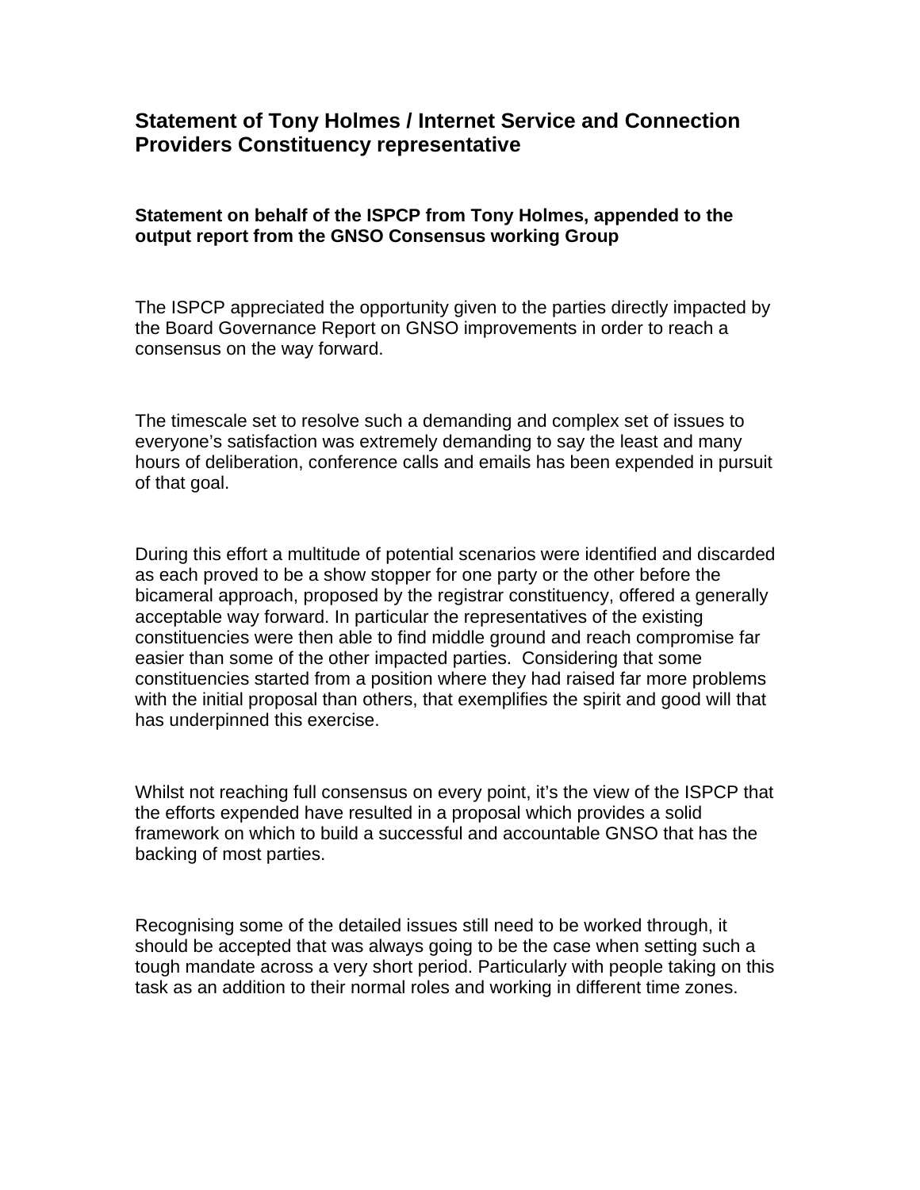## Statement of Tony Holmes / Internet Service and Connection Providers Constituency representative

### Statement on behalf of the ISPCP from Tony Holmes, appended to the output report from the GNSO Consensus working Group

The ISPCP appreciated the opportunity given to the parties directly impacted by the Board Governance Report on GNSO improvements in order to reach a consensus on the way forward.

The timescale set to resolve such a demanding and complex set of issues to everyone's satisfaction was extremely demanding to say the least and many hours of deliberation, conference calls and emails has been expended in pursuit of that goal.

During this effort a multitude of potential scenarios were identified and discarded as each proved to be a show stopper for one party or the other before the bicameral approach, proposed by the registrar constituency, offered a generally acceptable way forward. In particular the representatives of the existing constituencies were then able to find middle ground and reach compromise far easier than some of the other impacted parties. Considering that some constituencies started from a position where they had raised far more problems with the initial proposal than others, that exemplifies the spirit and good will that has underpinned this exercise.

Whilst not reaching full consensus on every point, it's the view of the ISPCP that the efforts expended have resulted in a proposal which provides a solid framework on which to build a successful and accountable GNSO that has the backing of most parties.

Recognising some of the detailed issues still need to be worked through, it should be accepted that was always going to be the case when setting such a tough mandate across a very short period. Particularly with people taking on this task as an addition to their normal roles and working in different time zones.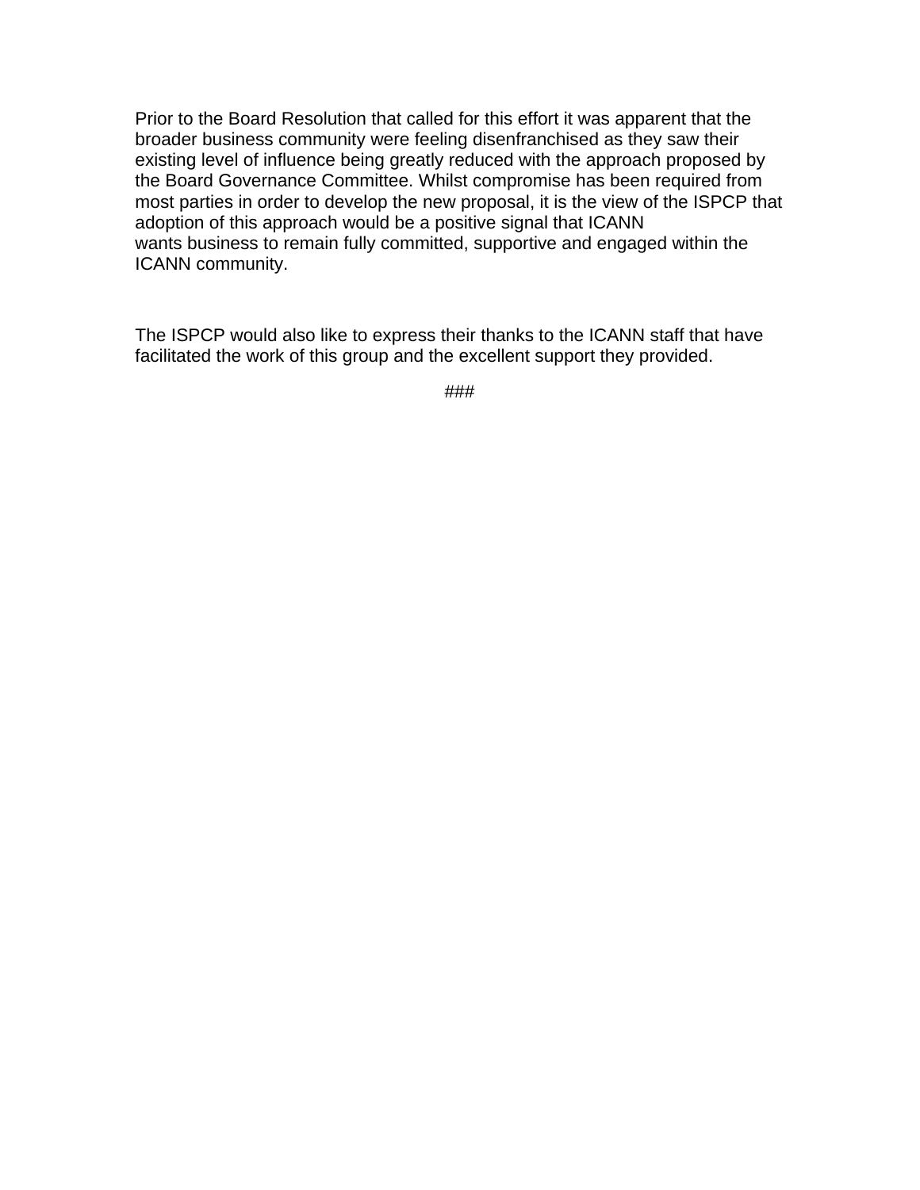Prior to the Board Resolution that called for this effort it was apparent that the broader business community were feeling disenfranchised as they saw their existing level of influence being greatly reduced with the approach proposed by the Board Governance Committee. Whilst compromise has been required from most parties in order to develop the new proposal, it is the view of the ISPCP that adoption of this approach would be a positive signal that ICANN wants business to remain fully committed, supportive and engaged within the ICANN community.

The ISPCP would also like to express their thanks to the ICANN staff that have facilitated the work of this group and the excellent support they provided.

###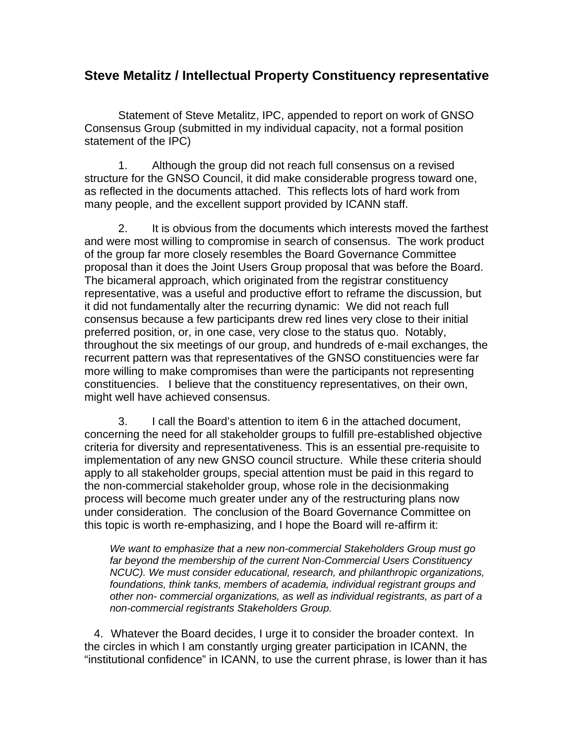## Steve Metalitz / Intellectual Property Constituency representative

Statement of Steve Metalitz, IPC, appended to report on work of GNSO Consensus Group (submitted in my individual capacity, not a formal position statement of the IPC)

1. Although the group did not reach full consensus on a revised structure for the GNSO Council, it did make considerable progress toward one, as reflected in the documents attached. This reflects lots of hard work from many people, and the excellent support provided by ICANN staff.

2. It is obvious from the documents which interests moved the farthest and were most willing to compromise in search of consensus. The work product of the group far more closely resembles the Board Governance Committee proposal than it does the Joint Users Group proposal that was before the Board. The bicameral approach, which originated from the registrar constituency representative, was a useful and productive effort to reframe the discussion, but it did not fundamentally alter the recurring dynamic: We did not reach full consensus because a few participants drew red lines very close to their initial preferred position, or, in one case, very close to the status quo. Notably, throughout the six meetings of our group, and hundreds of e-mail exchanges, the recurrent pattern was that representatives of the GNSO constituencies were far more willing to make compromises than were the participants not representing constituencies. I believe that the constituency representatives, on their own, might well have achieved consensus.

3. I call the Board's attention to item 6 in the attached document, concerning the need for all stakeholder groups to fulfill pre-established objective criteria for diversity and representativeness. This is an essential pre-requisite to implementation of any new GNSO council structure. While these criteria should apply to all stakeholder groups, special attention must be paid in this regard to the non-commercial stakeholder group, whose role in the decisionmaking process will become much greater under any of the restructuring plans now under consideration. The conclusion of the Board Governance Committee on this topic is worth re-emphasizing, and I hope the Board will re-affirm it:

> *We want to emphasize that a new non-commercial Stakeholders Group must go far beyond the membership of the current Non-Commercial Users Constituency NCUC). We must consider educational, research, and philanthropic organizations, foundations, think tanks, members of academia, individual registrant groups and other non- commercial organizations, as well as individual registrants, as part of a non-commercial registrants Stakeholders Group.*

4. Whatever the Board decides, I urge it to consider the broader context. In the circles in which I am constantly urging greater participation in ICANN, the "institutional confidence" in ICANN, to use the current phrase, is lower than it has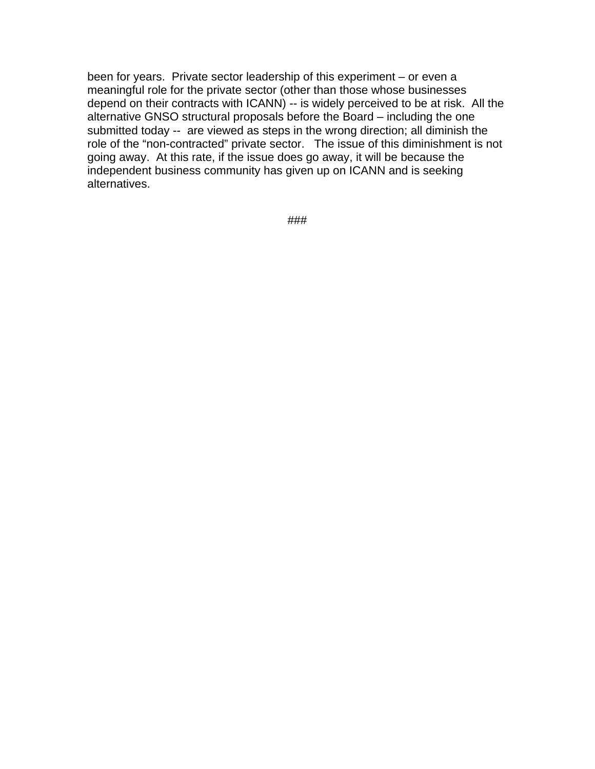been for years. Private sector leadership of this experiment – or even a meaningful role for the private sector (other than those whose businesses depend on their contracts with ICANN) -- is widely perceived to be at risk. All the alternative GNSO structural proposals before the Board – including the one submitted today -- are viewed as steps in the wrong direction; all diminish the role of the "non-contracted" private sector. The issue of this diminishment is not going away. At this rate, if the issue does go away, it will be because the independent business community has given up on ICANN and is seeking alternatives.

###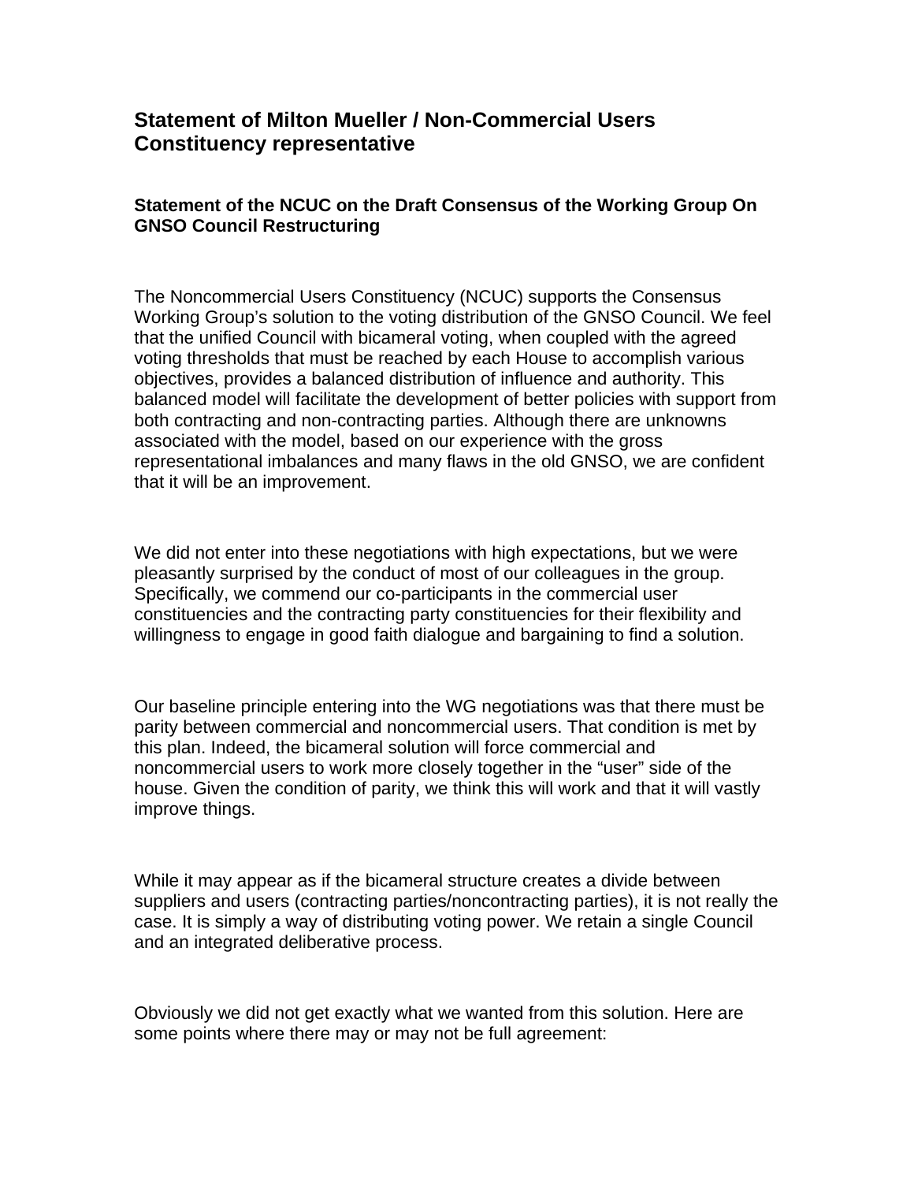## Statement of Milton Mueller / Non-Commercial Users Constituency representative

### Statement of the NCUC on the Draft Consensus of the Working Group On GNSO Council Restructuring

The Noncommercial Users Constituency (NCUC) supports the Consensus Working Group's solution to the voting distribution of the GNSO Council. We feel that the unified Council with bicameral voting, when coupled with the agreed voting thresholds that must be reached by each House to accomplish various objectives, provides a balanced distribution of influence and authority. This balanced model will facilitate the development of better policies with support from both contracting and non-contracting parties. Although there are unknowns associated with the model, based on our experience with the gross representational imbalances and many flaws in the old GNSO, we are confident that it will be an improvement.

We did not enter into these negotiations with high expectations, but we were pleasantly surprised by the conduct of most of our colleagues in the group. Specifically, we commend our co-participants in the commercial user constituencies and the contracting party constituencies for their flexibility and willingness to engage in good faith dialogue and bargaining to find a solution.

Our baseline principle entering into the WG negotiations was that there must be parity between commercial and noncommercial users. That condition is met by this plan. Indeed, the bicameral solution will force commercial and noncommercial users to work more closely together in the "user" side of the house. Given the condition of parity, we think this will work and that it will vastly improve things.

While it may appear as if the bicameral structure creates a divide between suppliers and users (contracting parties/noncontracting parties), it is not really the case. It is simply a way of distributing voting power. We retain a single Council and an integrated deliberative process.

Obviously we did not get exactly what we wanted from this solution. Here are some points where there may or may not be full agreement: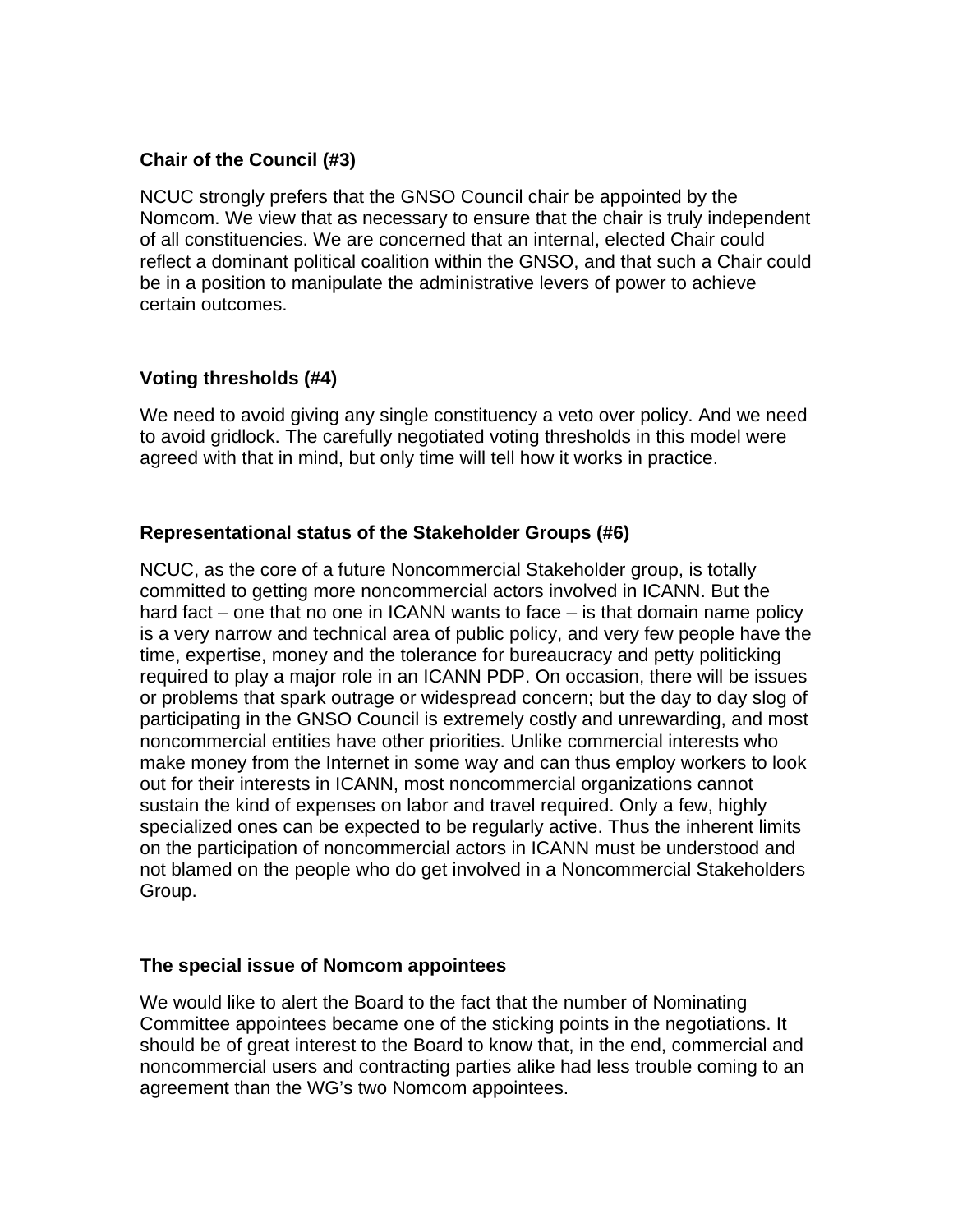**Chair of the Council (#3)**

NCUC strongly prefers that the GNSO Council chair be appointed by the Nomcom. We view that as necessary to ensure that the chair is truly independent of all constituencies. We are concerned that an internal, elected Chair could reflect a dominant political coalition within the GNSO, and that such a Chair could be in a position to manipulate the administrative levers of power to achieve certain outcomes.

**Voting thresholds (#4)**

We need to avoid giving any single constituency a veto over policy. And we need to avoid gridlock. The carefully negotiated voting thresholds in this model were agreed with that in mind, but only time will tell how it works in practice.

**Representational status of the Stakeholder Groups (#6)**

NCUC, as the core of a future Noncommercial Stakeholder group, is totally committed to getting more noncommercial actors involved in ICANN. But the hard fact – one that no one in ICANN wants to face – is that domain name policy is a very narrow and technical area of public policy, and very few people have the time, expertise, money and the tolerance for bureaucracy and petty politicking required to play a major role in an ICANN PDP. On occasion, there will be issues or problems that spark outrage or widespread concern; but the day to day slog of participating in the GNSO Council is extremely costly and unrewarding, and most noncommercial entities have other priorities. Unlike commercial interests who make money from the Internet in some way and can thus employ workers to look out for their interests in ICANN, most noncommercial organizations cannot sustain the kind of expenses on labor and travel required. Only a few, highly specialized ones can be expected to be regularly active. Thus the inherent limits on the participation of noncommercial actors in ICANN must be understood and not blamed on the people who do get involved in a Noncommercial Stakeholders Group.

**The special issue of Nomcom appointees**

We would like to alert the Board to the fact that the number of Nominating Committee appointees became one of the sticking points in the negotiations. It should be of great interest to the Board to know that, in the end, commercial and noncommercial users and contracting parties alike had less trouble coming to an agreement than the WG's two Nomcom appointees.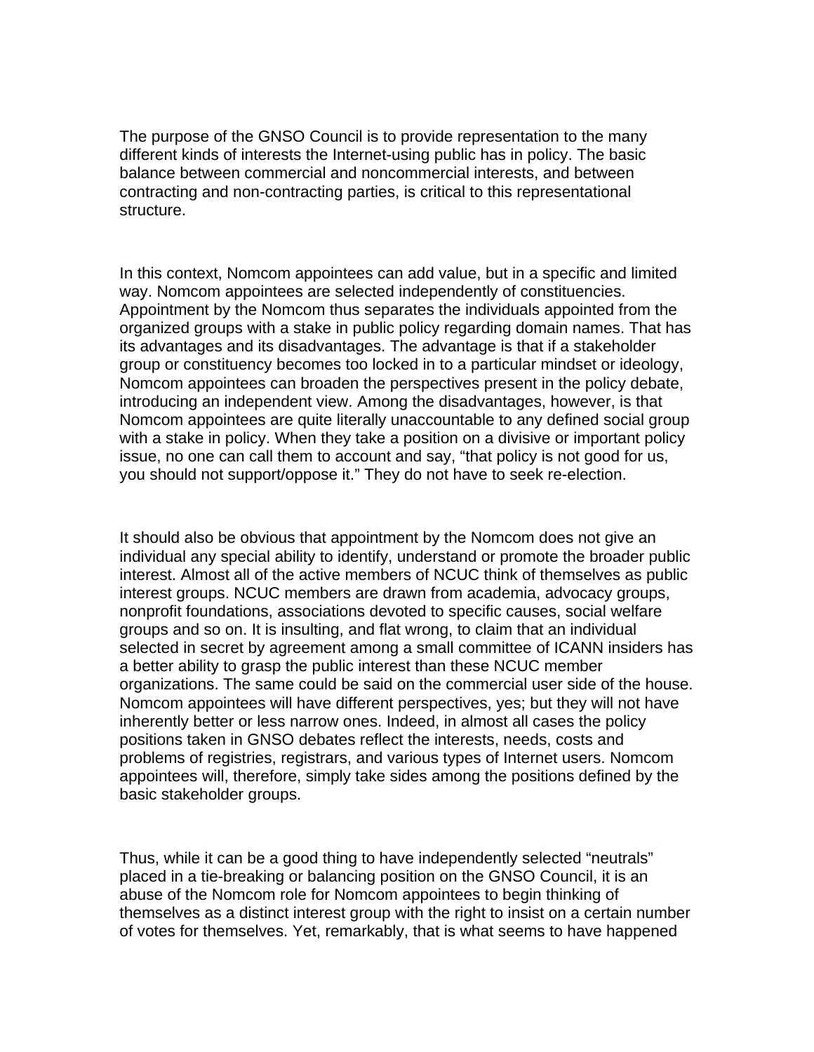The purpose of the GNSO Council is to provide representation to the many different kinds of interests the Internet-using public has in policy. The basic balance between commercial and noncommercial interests, and between contracting and non-contracting parties, is critical to this representational structure.

In this context, Nomcom appointees can add value, but in a specific and limited way. Nomcom appointees are selected independently of constituencies. Appointment by the Nomcom thus separates the individuals appointed from the organized groups with a stake in public policy regarding domain names. That has its advantages and its disadvantages. The advantage is that if a stakeholder group or constituency becomes too locked in to a particular mindset or ideology, Nomcom appointees can broaden the perspectives present in the policy debate, introducing an independent view. Among the disadvantages, however, is that Nomcom appointees are quite literally unaccountable to any defined social group with a stake in policy. When they take a position on a divisive or important policy issue, no one can call them to account and say, "that policy is not good for us, you should not support/oppose it." They do not have to seek re-election.

It should also be obvious that appointment by the Nomcom does not give an individual any special ability to identify, understand or promote the broader public interest. Almost all of the active members of NCUC think of themselves as public interest groups. NCUC members are drawn from academia, advocacy groups, nonprofit foundations, associations devoted to specific causes, social welfare groups and so on. It is insulting, and flat wrong, to claim that an individual selected in secret by agreement among a small committee of ICANN insiders has a better ability to grasp the public interest than these NCUC member organizations. The same could be said on the commercial user side of the house. Nomcom appointees will have different perspectives, yes; but they will not have inherently better or less narrow ones. Indeed, in almost all cases the policy positions taken in GNSO debates reflect the interests, needs, costs and problems of registries, registrars, and various types of Internet users. Nomcom appointees will, therefore, simply take sides among the positions defined by the basic stakeholder groups.

Thus, while it can be a good thing to have independently selected "neutrals" placed in a tie-breaking or balancing position on the GNSO Council, it is an abuse of the Nomcom role for Nomcom appointees to begin thinking of themselves as a distinct interest group with the right to insist on a certain number of votes for themselves. Yet, remarkably, that is what seems to have happened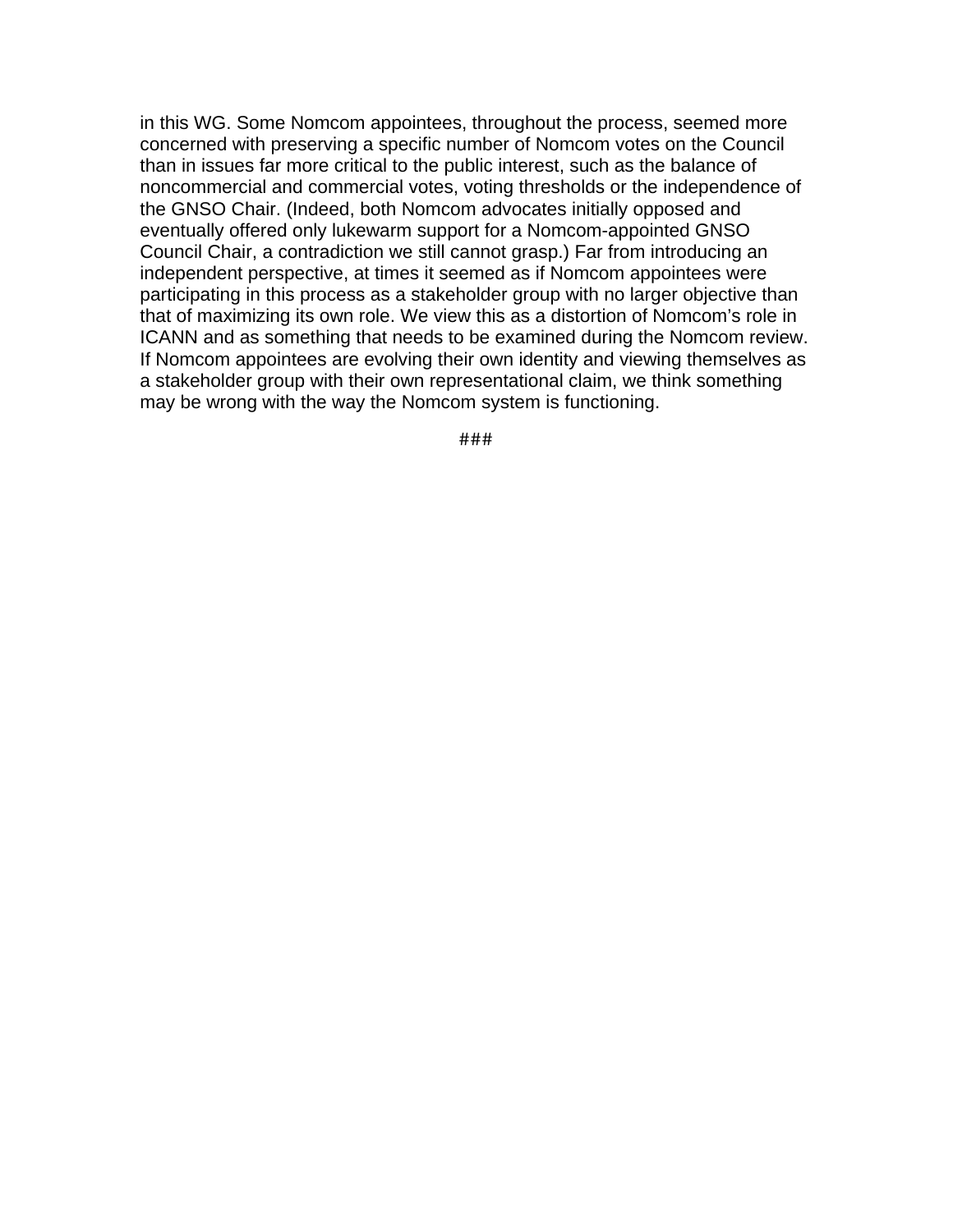in this WG. Some Nomcom appointees, throughout the process, seemed more concerned with preserving a specific number of Nomcom votes on the Council than in issues far more critical to the public interest, such as the balance of noncommercial and commercial votes, voting thresholds or the independence of the GNSO Chair. (Indeed, both Nomcom advocates initially opposed and eventually offered only lukewarm support for a Nomcom-appointed GNSO Council Chair, a contradiction we still cannot grasp.) Far from introducing an independent perspective, at times it seemed as if Nomcom appointees were participating in this process as a stakeholder group with no larger objective than that of maximizing its own role. We view this as a distortion of Nomcom's role in ICANN and as something that needs to be examined during the Nomcom review. If Nomcom appointees are evolving their own identity and viewing themselves as a stakeholder group with their own representational claim, we think something may be wrong with the way the Nomcom system is functioning.

###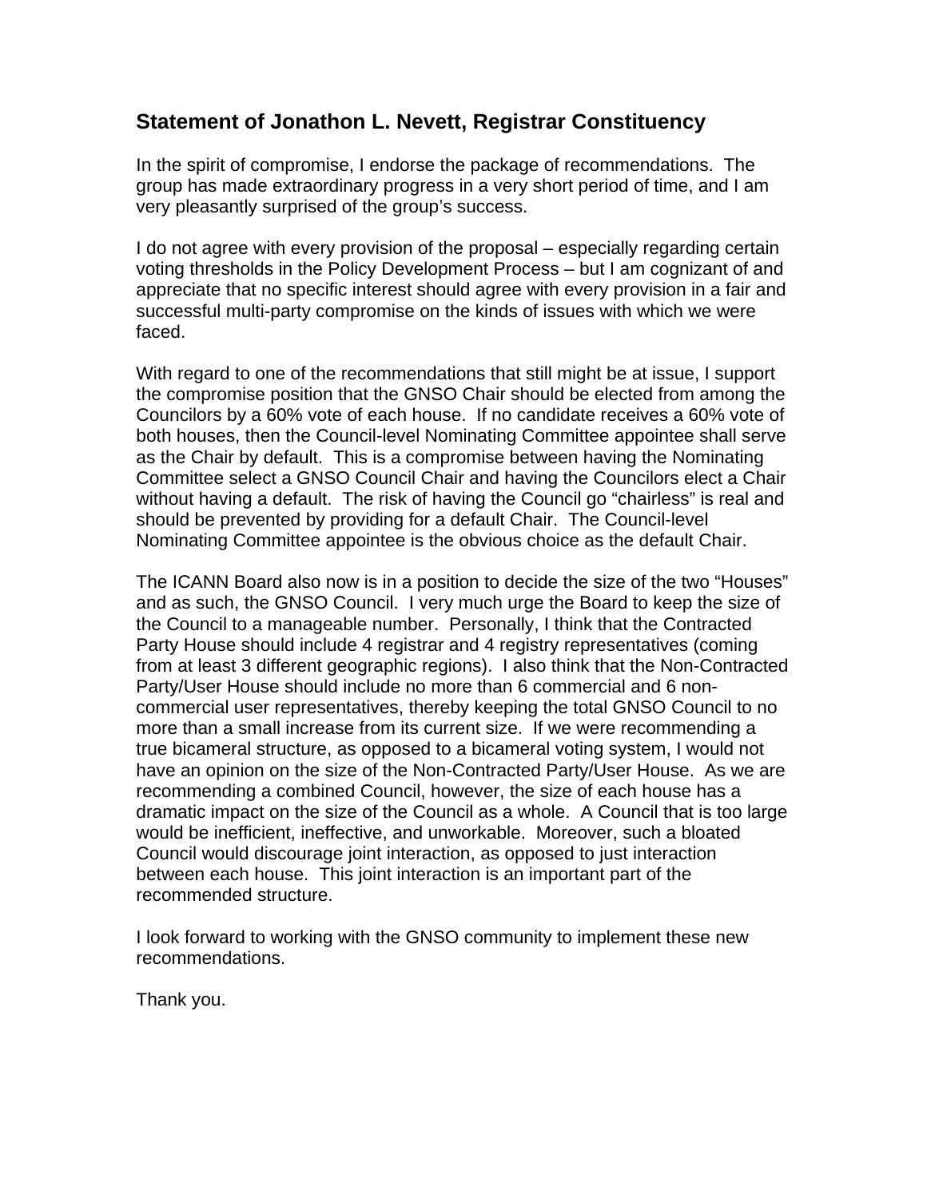## Statement of Jonathon L. Nevett, Registrar Constituency

In the spirit of compromise, I endorse the package of recommendations. The group has made extraordinary progress in a very short period of time, and I am very pleasantly surprised of the group's success.

I do not agree with every provision of the proposal – especially regarding certain voting thresholds in the Policy Development Process – but I am cognizant of and appreciate that no specific interest should agree with every provision in a fair and successful multi-party compromise on the kinds of issues with which we were faced.

With regard to one of the recommendations that still might be at issue, I support the compromise position that the GNSO Chair should be elected from among the Councilors by a 60% vote of each house. If no candidate receives a 60% vote of both houses, then the Council-level Nominating Committee appointee shall serve as the Chair by default. This is a compromise between having the Nominating Committee select a GNSO Council Chair and having the Councilors elect a Chair without having a default. The risk of having the Council go "chairless" is real and should be prevented by providing for a default Chair. The Council-level Nominating Committee appointee is the obvious choice as the default Chair.

The ICANN Board also now is in a position to decide the size of the two "Houses" and as such, the GNSO Council. I very much urge the Board to keep the size of the Council to a manageable number. Personally, I think that the Contracted Party House should include 4 registrar and 4 registry representatives (coming from at least 3 different geographic regions). I also think that the Non-Contracted Party/User House should include no more than 6 commercial and 6 non-commercial user representatives, thereby keeping the total GNSO Council to no more than a small increase from its current size. If we were recommending a true bicameral structure, as opposed to a bicameral voting system, I would not have an opinion on the size of the Non-Contracted Party/User House. As we are recommending a combined Council, however, the size of each house has a dramatic impact on the size of the Council as a whole. A Council that is too large would be inefficient, ineffective, and unworkable. Moreover, such a bloated Council would discourage joint interaction, as opposed to just interaction between each house. This joint interaction is an important part of the recommended structure.

I look forward to working with the GNSO community to implement these new recommendations.

Thank you.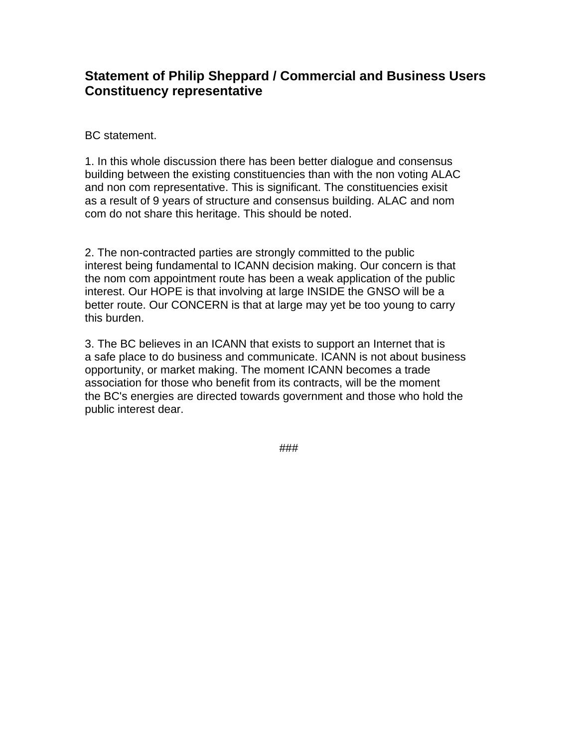## Statement of Philip Sheppard / Commercial and Business Users Constituency representative

BC statement.

1. In this whole discussion there has been better dialogue and consensus building between the existing constituencies than with the non voting ALAC and non com representative. This is significant. The constituencies exisit as a result of 9 years of structure and consensus building. ALAC and nom com do not share this heritage. This should be noted.

2. The non-contracted parties are strongly committed to the public interest being fundamental to ICANN decision making. Our concern is that the nom com appointment route has been a weak application of the public interest. Our HOPE is that involving at large INSIDE the GNSO will be a better route. Our CONCERN is that at large may yet be too young to carry this burden.

3. The BC believes in an ICANN that exists to support an Internet that is a safe place to do business and communicate. ICANN is not about business opportunity, or market making. The moment ICANN becomes a trade association for those who benefit from its contracts, will be the moment the BC's energies are directed towards government and those who hold the public interest dear.

###